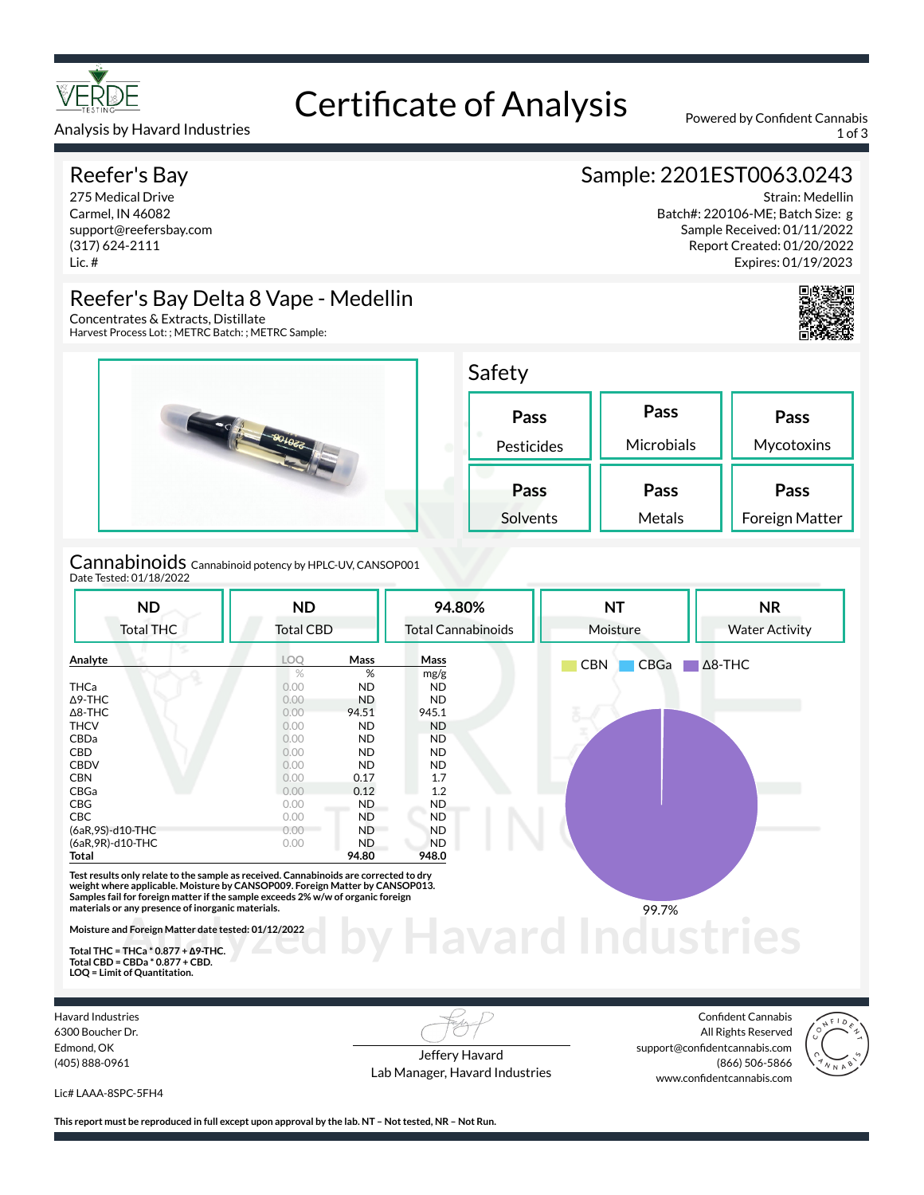VERDE TESTING

Analysis by Havard Industries

# Certificate of Analysis

Powered by Confident Cannabis

## Reefer's Bay

275 Medical Drive
Carmel, IN 46082
support@reefersbay.com
(317) 624-2111
Lic. #

## Sample: 2201EST0063.0243

Strain: Medellin
Batch#: 220106-ME; Batch Size: g
Sample Received: 01/11/2022
Report Created: 01/20/2022
Expires: 01/19/2023

## Reefer's Bay Delta 8 Vape - Medellin

Concentrates & Extracts, Distillate
Harvest Process Lot: ; METRC Batch: ; METRC Sample:

## Safety

| Pass | Pass | Pass |
|---|---|---|
| Pesticides | Microbials | Mycotoxins |
| **Pass** | **Pass** | **Pass** |
| Solvents | Metals | Foreign Matter |

## Cannabinoids

Cannabinoid potency by HPLC-UV, CANSOP001
Date Tested: 01/18/2022

| ND | ND | 94.80% | NT | NR |
|---|---|---|---|---|
| Total THC | Total CBD | Total Cannabinoids | Moisture | Water Activity |

| Analyte | LOQ | Mass | Mass |
|---|---|---|---|
| | % | % | mg/g |
| THCa | 0.00 | ND | ND |
| Δ9-THC | 0.00 | ND | ND |
| Δ8-THC | 0.00 | 94.51 | 945.1 |
| THCV | 0.00 | ND | ND |
| CBDa | 0.00 | ND | ND |
| CBD | 0.00 | ND | ND |
| CBDV | 0.00 | ND | ND |
| CBN | 0.00 | 0.17 | 1.7 |
| CBGa | 0.00 | 0.12 | 1.2 |
| CBG | 0.00 | ND | ND |
| CBC | 0.00 | ND | ND |
| (6aR,9S)-d10-THC | 0.00 | ND | ND |
| (6aR,9R)-d10-THC | 0.00 | ND | ND |
| **Total** | | **94.80** | **948.0** |

CBN, CBGa, Δ8-THC: 99.7%

**Test results only relate to the sample as received. Cannabinoids are corrected to dry weight where applicable. Moisture by CANSOP009. Foreign Matter by CANSOP013. Samples fail for foreign matter if the sample exceeds 2% w/w of organic foreign materials or any presence of inorganic materials.**

**Moisture and Foreign Matter date tested: 01/12/2022**

**Total THC = THCa * 0.877 + Δ9-THC.**
**Total CBD = CBDa * 0.877 + CBD.**
**LOQ = Limit of Quantitation.**

Havard Industries
6300 Boucher Dr.
Edmond, OK
(405) 888-0961

Lic# LAAA-8SPC-5FH4

Jeffery Havard
Lab Manager, Havard Industries

Confident Cannabis
All Rights Reserved
support@confidentcannabis.com
(866) 506-5866
www.confidentcannabis.com

**This report must be reproduced in full except upon approval by the lab. NT – Not tested, NR – Not Run.**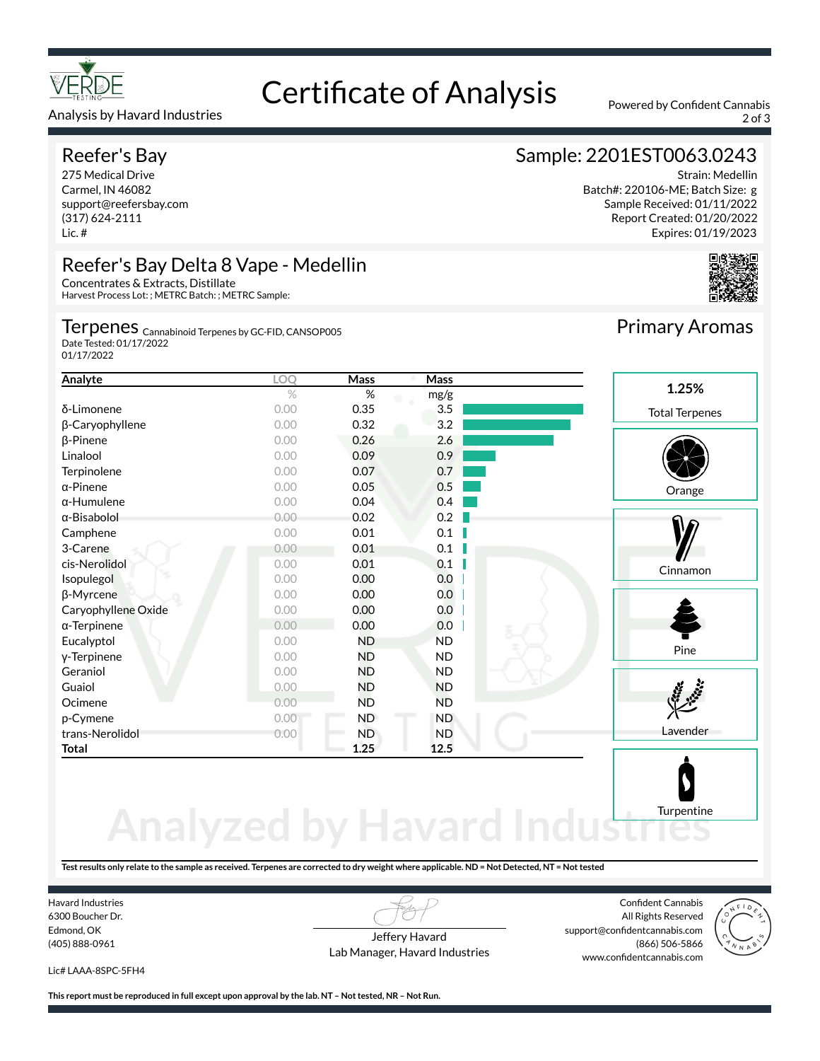# Certificate of Analysis

Analysis by Havard Industries

Powered by Confident Cannabis

## Reefer's Bay

275 Medical Drive
Carmel, IN 46082
support@reefersbay.com
(317) 624-2111
Lic. #

## Sample: 2201EST0063.0243

Strain: Medellin
Batch#: 220106-ME; Batch Size: g
Sample Received: 01/11/2022
Report Created: 01/20/2022
Expires: 01/19/2023

## Reefer's Bay Delta 8 Vape - Medellin

Concentrates & Extracts, Distillate
Harvest Process Lot: ; METRC Batch: ; METRC Sample:

### Terpenes

Cannabinoid Terpenes by GC-FID, CANSOP005
Date Tested: 01/17/2022
01/17/2022

| Analyte | LOQ | Mass | Mass |
|---|---|---|---|
| | % | % | mg/g |
| δ-Limonene | 0.00 | 0.35 | 3.5 |
| β-Caryophyllene | 0.00 | 0.32 | 3.2 |
| β-Pinene | 0.00 | 0.26 | 2.6 |
| Linalool | 0.00 | 0.09 | 0.9 |
| Terpinolene | 0.00 | 0.07 | 0.7 |
| α-Pinene | 0.00 | 0.05 | 0.5 |
| α-Humulene | 0.00 | 0.04 | 0.4 |
| α-Bisabolol | 0.00 | 0.02 | 0.2 |
| Camphene | 0.00 | 0.01 | 0.1 |
| 3-Carene | 0.00 | 0.01 | 0.1 |
| cis-Nerolidol | 0.00 | 0.01 | 0.1 |
| Isopulegol | 0.00 | 0.00 | 0.0 |
| β-Myrcene | 0.00 | 0.00 | 0.0 |
| Caryophyllene Oxide | 0.00 | 0.00 | 0.0 |
| α-Terpinene | 0.00 | 0.00 | 0.0 |
| Eucalyptol | 0.00 | ND | ND |
| γ-Terpinene | 0.00 | ND | ND |
| Geraniol | 0.00 | ND | ND |
| Guaiol | 0.00 | ND | ND |
| Ocimene | 0.00 | ND | ND |
| p-Cymene | 0.00 | ND | ND |
| trans-Nerolidol | 0.00 | ND | ND |
| **Total** | | **1.25** | **12.5** |

### Primary Aromas

**1.25%**
Total Terpenes

Orange

Cinnamon

Pine

Lavender

Turpentine

Analyzed by Havard Industries

**Test results only relate to the sample as received. Terpenes are corrected to dry weight where applicable. ND = Not Detected, NT = Not tested**

Havard Industries
6300 Boucher Dr.
Edmond, OK
(405) 888-0961

Lic# LAAA-8SPC-5FH4

Jeffery Havard
Lab Manager, Havard Industries

Confident Cannabis
All Rights Reserved
support@confidentcannabis.com
(866) 506-5866
www.confidentcannabis.com

**This report must be reproduced in full except upon approval by the lab. NT – Not tested, NR – Not Run.**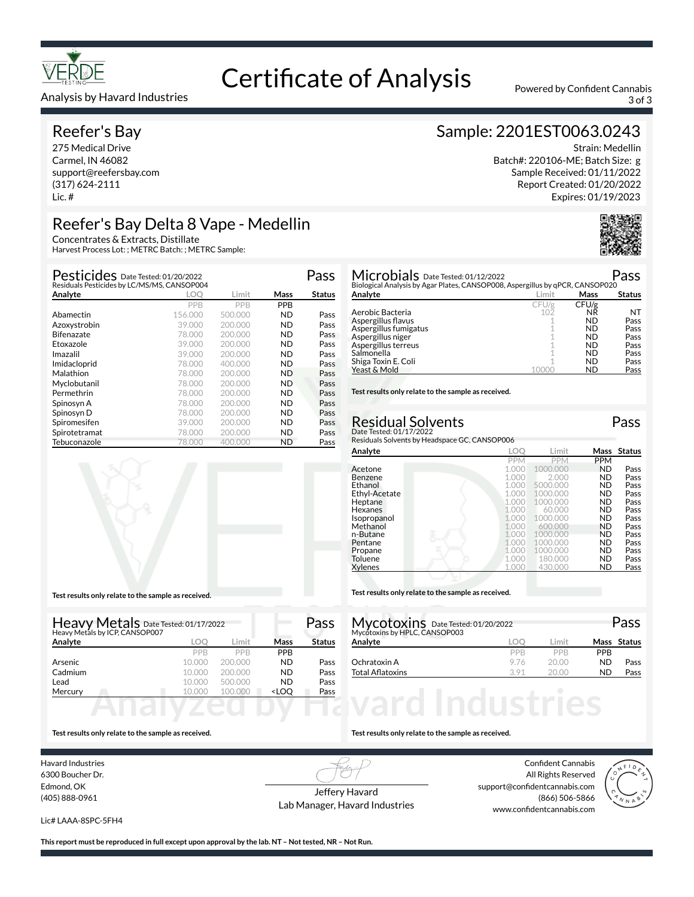# Certificate of Analysis

Analysis by Havard Industries

Powered by Confident Cannabis

## Reefer's Bay

275 Medical Drive
Carmel, IN 46082
support@reefersbay.com
(317) 624-2111
Lic. #

## Sample: 2201EST0063.0243

Strain: Medellin
Batch#: 220106-ME; Batch Size: g
Sample Received: 01/11/2022
Report Created: 01/20/2022
Expires: 01/19/2023

## Reefer's Bay Delta 8 Vape - Medellin

Concentrates & Extracts, Distillate
Harvest Process Lot: ; METRC Batch: ; METRC Sample:

### Pesticides — Pass

Date Tested: 01/20/2022
Residuals Pesticides by LC/MS/MS, CANSOP004

| Analyte | LOQ | Limit | Mass | Status |
|---|---|---|---|---|
| | PPB | PPB | PPB | |
| Abamectin | 156.000 | 500.000 | ND | Pass |
| Azoxystrobin | 39.000 | 200.000 | ND | Pass |
| Bifenazate | 78.000 | 200.000 | ND | Pass |
| Etoxazole | 39.000 | 200.000 | ND | Pass |
| Imazalil | 39.000 | 200.000 | ND | Pass |
| Imidacloprid | 78.000 | 400.000 | ND | Pass |
| Malathion | 78.000 | 200.000 | ND | Pass |
| Myclobutanil | 78.000 | 200.000 | ND | Pass |
| Permethrin | 78.000 | 200.000 | ND | Pass |
| Spinosyn A | 78.000 | 200.000 | ND | Pass |
| Spinosyn D | 78.000 | 200.000 | ND | Pass |
| Spiromesifen | 39.000 | 200.000 | ND | Pass |
| Spirotetramat | 78.000 | 200.000 | ND | Pass |
| Tebuconazole | 78.000 | 400.000 | ND | Pass |

**Test results only relate to the sample as received.**

### Microbials — Pass

Date Tested: 01/12/2022
Biological Analysis by Agar Plates, CANSOP008, Aspergillus by qPCR, CANSOP020

| Analyte | Limit | Mass | Status |
|---|---|---|---|
| | CFU/g | CFU/g | |
| Aerobic Bacteria | 102 | NR | NT |
| Aspergillus flavus | 1 | ND | Pass |
| Aspergillus fumigatus | 1 | ND | Pass |
| Aspergillus niger | 1 | ND | Pass |
| Aspergillus terreus | 1 | ND | Pass |
| Salmonella | 1 | ND | Pass |
| Shiga Toxin E. Coli | 1 | ND | Pass |
| Yeast & Mold | 10000 | ND | Pass |

**Test results only relate to the sample as received.**

### Residual Solvents — Pass

Date Tested: 01/17/2022
Residuals Solvents by Headspace GC, CANSOP006

| Analyte | LOQ | Limit | Mass | Status |
|---|---|---|---|---|
| | PPM | PPM | PPM | |
| Acetone | 1.000 | 1000.000 | ND | Pass |
| Benzene | 1.000 | 2.000 | ND | Pass |
| Ethanol | 1.000 | 5000.000 | ND | Pass |
| Ethyl-Acetate | 1.000 | 1000.000 | ND | Pass |
| Heptane | 1.000 | 1000.000 | ND | Pass |
| Hexanes | 1.000 | 60.000 | ND | Pass |
| Isopropanol | 1.000 | 1000.000 | ND | Pass |
| Methanol | 1.000 | 600.000 | ND | Pass |
| n-Butane | 1.000 | 1000.000 | ND | Pass |
| Pentane | 1.000 | 1000.000 | ND | Pass |
| Propane | 1.000 | 1000.000 | ND | Pass |
| Toluene | 1.000 | 180.000 | ND | Pass |
| Xylenes | 1.000 | 430.000 | ND | Pass |

**Test results only relate to the sample as received.**

### Heavy Metals — Pass

Date Tested: 01/17/2022
Heavy Metals by ICP, CANSOP007

| Analyte | LOQ | Limit | Mass | Status |
|---|---|---|---|---|
| | PPB | PPB | PPB | |
| Arsenic | 10.000 | 200.000 | ND | Pass |
| Cadmium | 10.000 | 200.000 | ND | Pass |
| Lead | 10.000 | 500.000 | ND | Pass |
| Mercury | 10.000 | 100.000 | <LOQ | Pass |

**Test results only relate to the sample as received.**

### Mycotoxins — Pass

Date Tested: 01/20/2022
Mycotoxins by HPLC, CANSOP003

| Analyte | LOQ | Limit | Mass | Status |
|---|---|---|---|---|
| | PPB | PPB | PPB | |
| Ochratoxin A | 9.76 | 20.00 | ND | Pass |
| Total Aflatoxins | 3.91 | 20.00 | ND | Pass |

**Test results only relate to the sample as received.**

Havard Industries
6300 Boucher Dr.
Edmond, OK
(405) 888-0961

Lic# LAAA-8SPC-5FH4

Jeffery Havard
Lab Manager, Havard Industries

Confident Cannabis
All Rights Reserved
support@confidentcannabis.com
(866) 506-5866
www.confidentcannabis.com

**This report must be reproduced in full except upon approval by the lab. NT – Not tested, NR – Not Run.**